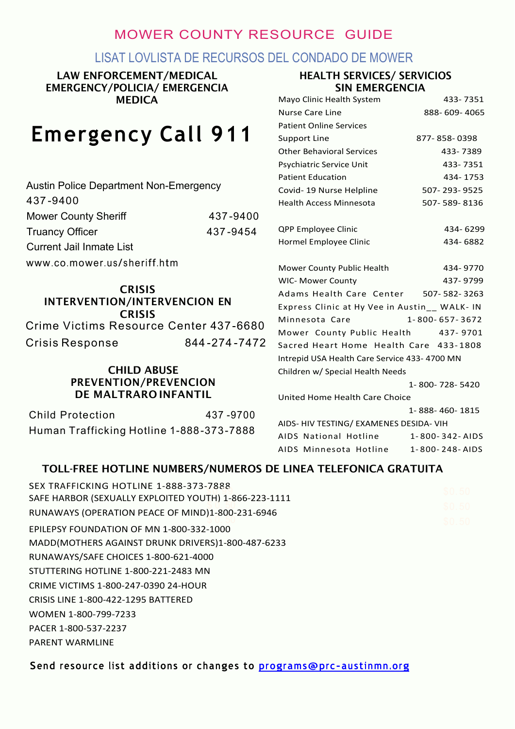# MOWER COUNTY RESOURCE GUIDE

## LISAT LOVLISTA DE RECURSOS DEL CONDADO DE MOWER

### LAW ENFORCEMENT/MEDICAL EMERGENCY/POLICIA/ EMERGENCIA MEDICA

# Emergency Call 911

Austin Police Department Non-Emergency 437-9400

Mower County Sheriff 437-9400

Truancy Officer 437-9454

Current Jail Inmate List

www.co.mower.us/sheriff.htm

### CRISIS INTERVENTION/INTERVENCION EN CRISIS

Crime Victims Resource Center 437-6680

Crisis Response 844-274-7472

### CHILD ABUSE PREVENTION/PREVENCION DE MALTRARO INFANTIL

Child Protection 437 -9700

Human Trafficking Hotline 1-888-373-7888

### HEALTH SERVICES/ SERVICIOS SIN EMERGENCIA

Mayo Clinic Health System 433- 7351

Nurse Care Line 888- 609- 4065

Patient Online Services Support Line 877- 858- 0398

Other Behavioral Services 433- 7389

Psychiatric Service Unit 433- 7351

Patient Education 434- 1753

Covid- 19 Nurse Helpline 507- 293- 9525

Health Access Minnesota 507- 589- 8136

QPP Employee Clinic 434- 6299

Hormel Employee Clinic 434- 6882

Mower County Public Health 434- 9770

WIC- Mower County 437- 9799

Adams Health Care Center 507- 582- 3263

Express Clinic at Hy Vee in Austin__ WALK- IN

Minnesota Care 1- 800- 657- 3672

Mower County Public Health 437- 9701

Sacred Heart Home Health Care 433-1808

Intrepid USA Health Care Service 433- 4700 MN

Children w/ Special Health Needs 1- 800- 728- 5420

United Home Health Care Choice 1- 888- 460- 1815

AIDS- HIV TESTING/ EXAMENES DESIDA- VIH

AIDS National Hotline 1-800-342-AIDS

AIDS Minnesota Hotline 1-800-248-AIDS

### TOLL-FREE HOTLINE NUMBERS/NUMEROS DE LINEA TELEFONICA GRATUITA

SEX TRAFFICKING HOTLINE 1-888-373-7888

SAFE HARBOR (SEXUALLY EXPLOITED YOUTH) 1-866-223-1111

RUNAWAYS (OPERATION PEACE OF MIND)1-800-231-6946

EPILEPSY FOUNDATION OF MN 1-800-332-1000

MADD(MOTHERS AGAINST DRUNK DRIVERS)1-800-487-6233

RUNAWAYS/SAFE CHOICES 1-800-621-4000

STUTTERING HOTLINE 1-800-221-2483 MN

CRIME VICTIMS 1-800-247-0390 24-HOUR

CRISIS LINE 1-800-422-1295 BATTERED

WOMEN 1-800-799-7233

PACER 1-800-537-2237

PARENT WARMLINE

**Send resource list additions or changes to programs@prc-austinmn.org**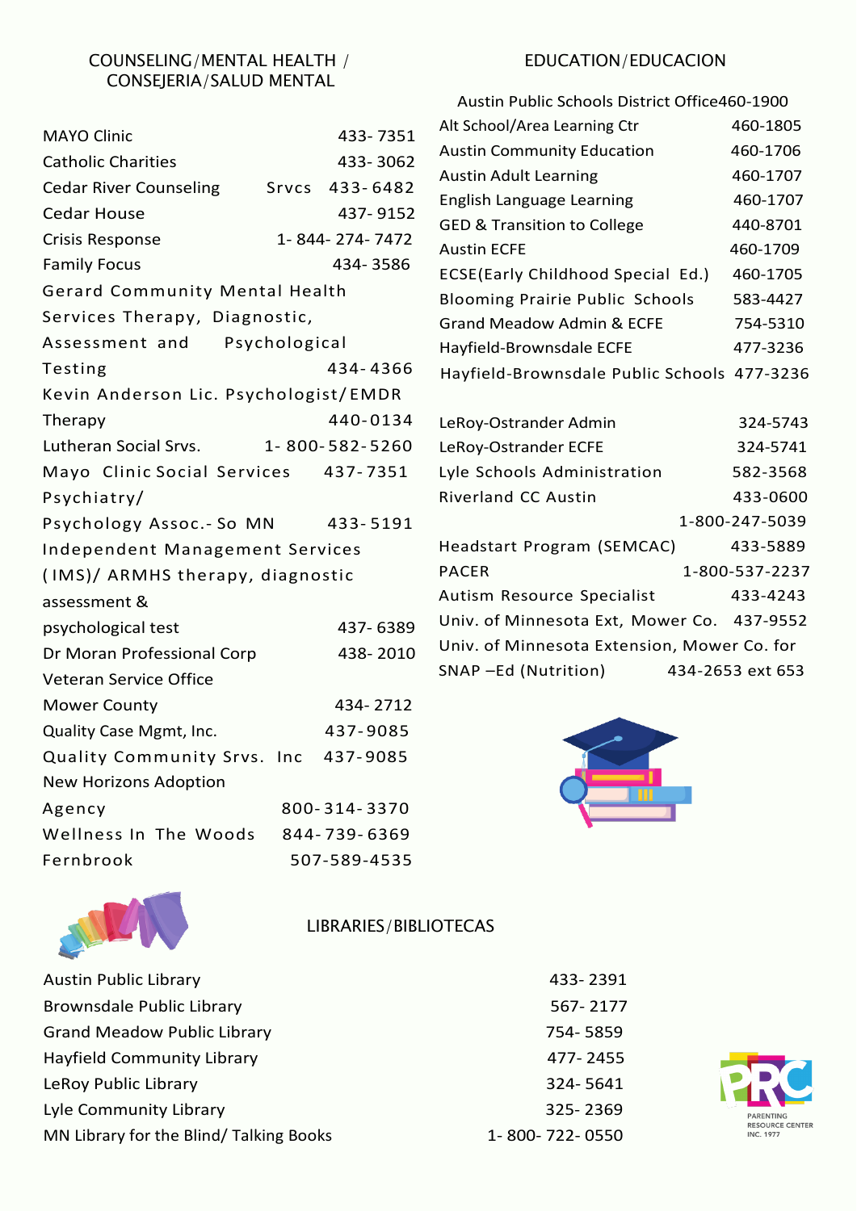## COUNSELING/MENTAL HEALTH / CONSEJERIA/SALUD MENTAL

| | |
|---|---|
| MAYO Clinic | 433- 7351 |
| Catholic Charities | 433- 3062 |
| Cedar River Counseling Srvcs | 433- 6482 |
| Cedar House | 437- 9152 |
| Crisis Response | 1- 844- 274- 7472 |
| Family Focus | 434- 3586 |
| Gerard Community Mental Health Services Therapy, Diagnostic, Assessment and Psychological Testing | 434- 4366 |
| Kevin Anderson Lic. Psychologist/EMDR Therapy | 440-0134 |
| Lutheran Social Srvs. | 1- 800-582-5260 |
| Mayo Clinic Social Services | 437-7351 |
| Psychiatry/ Psychology Assoc.- So MN | 433-5191 |
| Independent Management Services (IMS)/ ARMHS therapy, diagnostic assessment & psychological test | 437- 6389 |
| Dr Moran Professional Corp | 438- 2010 |
| Veteran Service Office Mower County | 434- 2712 |
| Quality Case Mgmt, Inc. | 437-9085 |
| Quality Community Srvs. Inc | 437-9085 |
| New Horizons Adoption Agency | 800-314-3370 |
| Wellness In The Woods | 844-739-6369 |
| Fernbrook | 507-589-4535 |

## EDUCATION/EDUCACION

| | |
|---|---|
| Austin Public Schools District Office | 460-1900 |
| Alt School/Area Learning Ctr | 460-1805 |
| Austin Community Education | 460-1706 |
| Austin Adult Learning | 460-1707 |
| English Language Learning | 460-1707 |
| GED & Transition to College | 440-8701 |
| Austin ECFE | 460-1709 |
| ECSE(Early Childhood Special Ed.) | 460-1705 |
| Blooming Prairie Public Schools | 583-4427 |
| Grand Meadow Admin & ECFE | 754-5310 |
| Hayfield-Brownsdale ECFE | 477-3236 |
| Hayfield-Brownsdale Public Schools | 477-3236 |
| LeRoy-Ostrander Admin | 324-5743 |
| LeRoy-Ostrander ECFE | 324-5741 |
| Lyle Schools Administration | 582-3568 |
| Riverland CC Austin | 433-0600<br>1-800-247-5039 |
| Headstart Program (SEMCAC) | 433-5889 |
| PACER | 1-800-537-2237 |
| Autism Resource Specialist | 433-4243 |
| Univ. of Minnesota Ext, Mower Co. | 437-9552 |
| Univ. of Minnesota Extension, Mower Co. for SNAP –Ed (Nutrition) | 434-2653 ext 653 |

## LIBRARIES/BIBLIOTECAS

| | |
|---|---|
| Austin Public Library | 433- 2391 |
| Brownsdale Public Library | 567- 2177 |
| Grand Meadow Public Library | 754- 5859 |
| Hayfield Community Library | 477- 2455 |
| LeRoy Public Library | 324- 5641 |
| Lyle Community Library | 325- 2369 |
| MN Library for the Blind/ Talking Books | 1- 800- 722- 0550 |

PRC PARENTING RESOURCE CENTER INC. 1977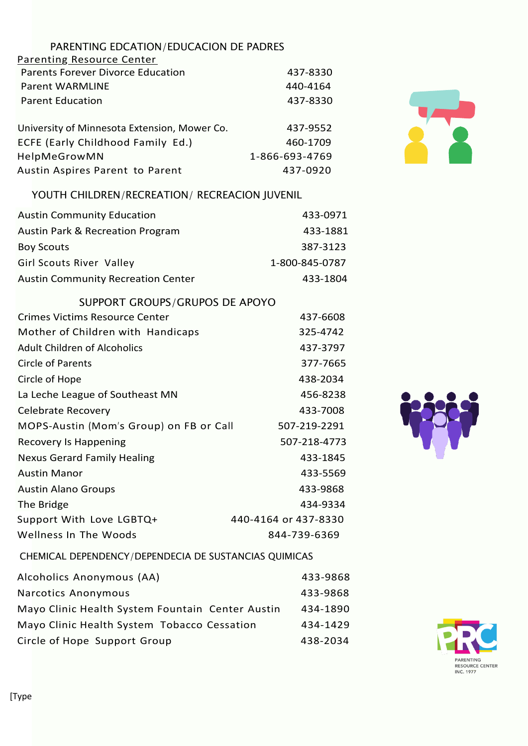## PARENTING EDCATION/EDUCACION DE PADRES

<u>Parenting Resource Center</u>

| | |
|---|---|
| Parents Forever Divorce Education | 437-8330 |
| Parent WARMLINE | 440-4164 |
| Parent Education | 437-8330 |
| University of Minnesota Extension, Mower Co. | 437-9552 |
| ECFE (Early Childhood Family Ed.) | 460-1709 |
| HelpMeGrowMN | 1-866-693-4769 |
| Austin Aspires Parent to Parent | 437-0920 |

## YOUTH CHILDREN/RECREATION/ RECREACION JUVENIL

| | |
|---|---|
| Austin Community Education | 433-0971 |
| Austin Park & Recreation Program | 433-1881 |
| Boy Scouts | 387-3123 |
| Girl Scouts River Valley | 1-800-845-0787 |
| Austin Community Recreation Center | 433-1804 |

## SUPPORT GROUPS/GRUPOS DE APOYO

| | |
|---|---|
| Crimes Victims Resource Center | 437-6608 |
| Mother of Children with Handicaps | 325-4742 |
| Adult Children of Alcoholics | 437-3797 |
| Circle of Parents | 377-7665 |
| Circle of Hope | 438-2034 |
| La Leche League of Southeast MN | 456-8238 |
| Celebrate Recovery | 433-7008 |
| MOPS-Austin (Mom's Group) on FB or Call | 507-219-2291 |
| Recovery Is Happening | 507-218-4773 |
| Nexus Gerard Family Healing | 433-1845 |
| Austin Manor | 433-5569 |
| Austin Alano Groups | 433-9868 |
| The Bridge | 434-9334 |
| Support With Love LGBTQ+ | 440-4164 or 437-8330 |
| Wellness In The Woods | 844-739-6369 |

## CHEMICAL DEPENDENCY/DEPENDECIA DE SUSTANCIAS QUIMICAS

| | |
|---|---|
| Alcoholics Anonymous (AA) | 433-9868 |
| Narcotics Anonymous | 433-9868 |
| Mayo Clinic Health System Fountain Center Austin | 434-1890 |
| Mayo Clinic Health System Tobacco Cessation | 434-1429 |
| Circle of Hope Support Group | 438-2034 |

PARENTING RESOURCE CENTER INC. 1977

[Type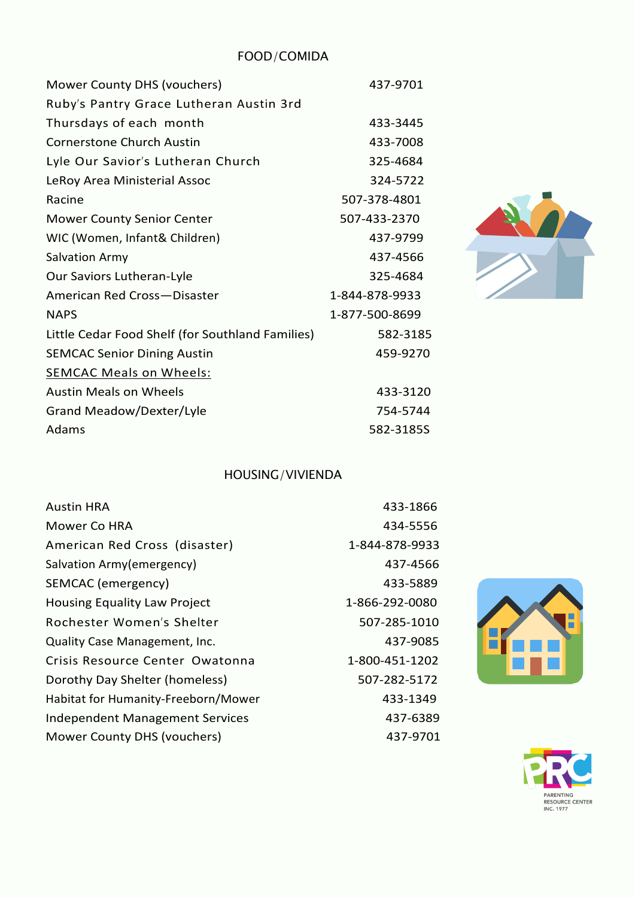## FOOD/COMIDA

| | |
|---|---|
| Mower County DHS (vouchers) | 437-9701 |
| Ruby's Pantry Grace Lutheran Austin 3rd Thursdays of each month | 433-3445 |
| Cornerstone Church Austin | 433-7008 |
| Lyle Our Savior's Lutheran Church | 325-4684 |
| LeRoy Area Ministerial Assoc | 324-5722 |
| Racine | 507-378-4801 |
| Mower County Senior Center | 507-433-2370 |
| WIC (Women, Infant& Children) | 437-9799 |
| Salvation Army | 437-4566 |
| Our Saviors Lutheran-Lyle | 325-4684 |
| American Red Cross—Disaster | 1-844-878-9933 |
| NAPS | 1-877-500-8699 |
| Little Cedar Food Shelf (for Southland Families) | 582-3185 |
| SEMCAC Senior Dining Austin | 459-9270 |
| <u>SEMCAC Meals on Wheels:</u> | |
| Austin Meals on Wheels | 433-3120 |
| Grand Meadow/Dexter/Lyle | 754-5744 |
| Adams | 582-3185S |

## HOUSING/VIVIENDA

| | |
|---|---|
| Austin HRA | 433-1866 |
| Mower Co HRA | 434-5556 |
| American Red Cross (disaster) | 1-844-878-9933 |
| Salvation Army(emergency) | 437-4566 |
| SEMCAC (emergency) | 433-5889 |
| Housing Equality Law Project | 1-866-292-0080 |
| Rochester Women's Shelter | 507-285-1010 |
| Quality Case Management, Inc. | 437-9085 |
| Crisis Resource Center Owatonna | 1-800-451-1202 |
| Dorothy Day Shelter (homeless) | 507-282-5172 |
| Habitat for Humanity-Freeborn/Mower | 433-1349 |
| Independent Management Services | 437-6389 |
| Mower County DHS (vouchers) | 437-9701 |

PRC
PARENTING RESOURCE CENTER
INC. 1977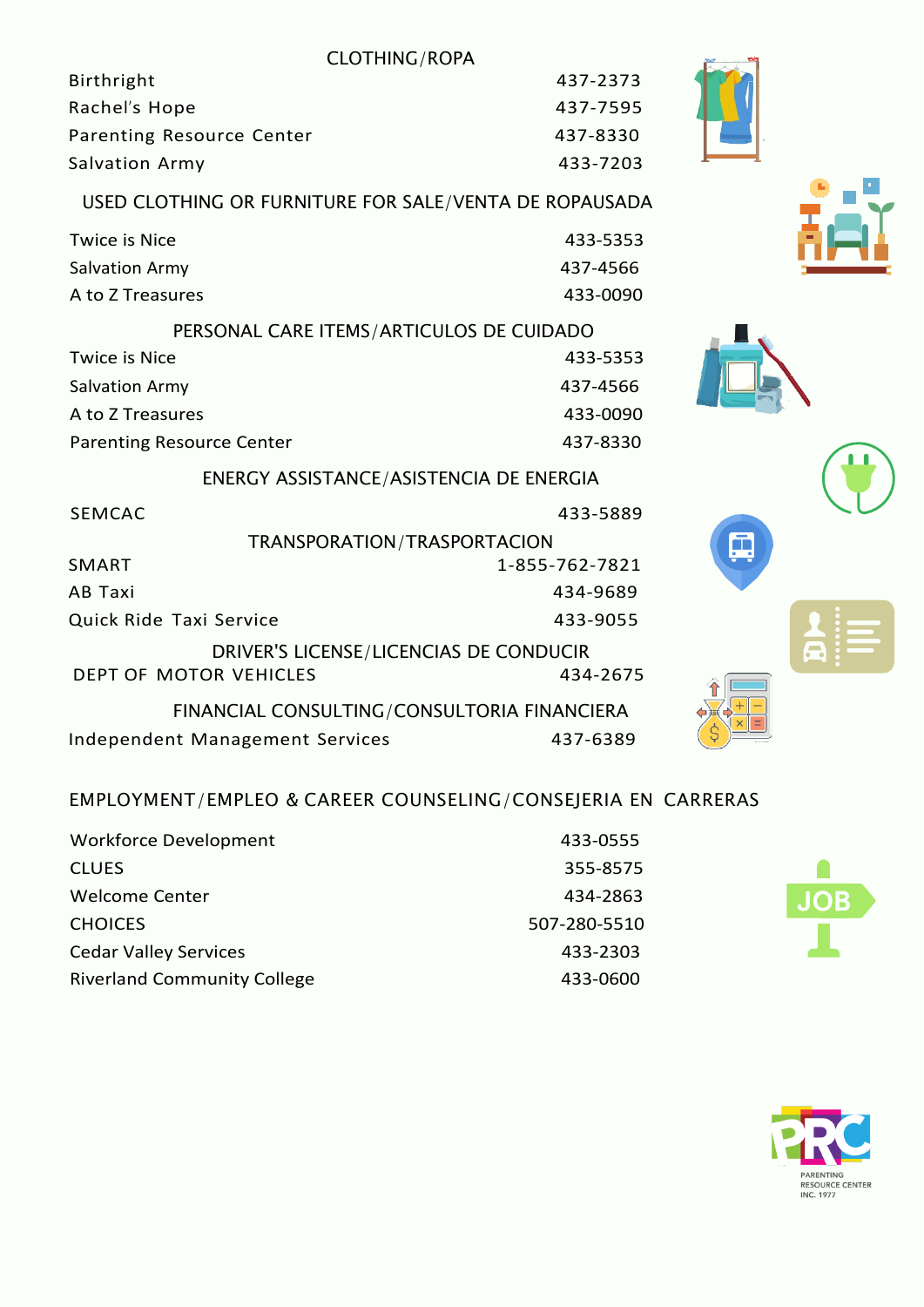## CLOTHING/ROPA

| | |
|---|---|
| Birthright | 437-2373 |
| Rachel's Hope | 437-7595 |
| Parenting Resource Center | 437-8330 |
| Salvation Army | 433-7203 |

## USED CLOTHING OR FURNITURE FOR SALE/VENTA DE ROPAUSADA

| | |
|---|---|
| Twice is Nice | 433-5353 |
| Salvation Army | 437-4566 |
| A to Z Treasures | 433-0090 |

## PERSONAL CARE ITEMS/ARTICULOS DE CUIDADO

| | |
|---|---|
| Twice is Nice | 433-5353 |
| Salvation Army | 437-4566 |
| A to Z Treasures | 433-0090 |
| Parenting Resource Center | 437-8330 |

## ENERGY ASSISTANCE/ASISTENCIA DE ENERGIA

| | |
|---|---|
| SEMCAC | 433-5889 |

## TRANSPORATION/TRASPORTACION

| | |
|---|---|
| SMART | 1-855-762-7821 |
| AB Taxi | 434-9689 |
| Quick Ride Taxi Service | 433-9055 |

## DRIVER'S LICENSE/LICENCIAS DE CONDUCIR

| | |
|---|---|
| DEPT OF MOTOR VEHICLES | 434-2675 |

## FINANCIAL CONSULTING/CONSULTORIA FINANCIERA

| | |
|---|---|
| Independent Management Services | 437-6389 |

## EMPLOYMENT/EMPLEO & CAREER COUNSELING/CONSEJERIA EN CARRERAS

| | |
|---|---|
| Workforce Development | 433-0555 |
| CLUES | 355-8575 |
| Welcome Center | 434-2863 |
| CHOICES | 507-280-5510 |
| Cedar Valley Services | 433-2303 |
| Riverland Community College | 433-0600 |

PARENTING RESOURCE CENTER INC. 1977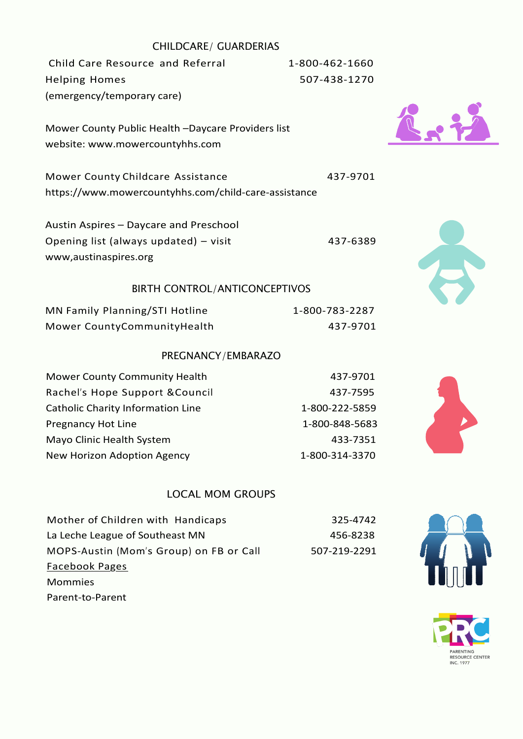## CHILDCARE/ GUARDERIAS

Child Care Resource and Referral 1-800-462-1660

Helping Homes 507-438-1270
(emergency/temporary care)

Mower County Public Health –Daycare Providers list
website: www.mowercountyhhs.com

Mower County Childcare Assistance 437-9701
https://www.mowercountyhhs.com/child-care-assistance

Austin Aspires – Daycare and Preschool
Opening list (always updated) – visit 437-6389
www,austinaspires.org

## BIRTH CONTROL/ANTICONCEPTIVOS

MN Family Planning/STI Hotline 1-800-783-2287

Mower CountyCommunityHealth 437-9701

## PREGNANCY/EMBARAZO

Mower County Community Health 437-9701

Rachel's Hope Support &Council 437-7595

Catholic Charity Information Line 1-800-222-5859

Pregnancy Hot Line 1-800-848-5683

Mayo Clinic Health System 433-7351

New Horizon Adoption Agency 1-800-314-3370

## LOCAL MOM GROUPS

Mother of Children with Handicaps 325-4742

La Leche League of Southeast MN 456-8238

MOPS-Austin (Mom's Group) on FB or Call 507-219-2291

Facebook Pages

Mommies

Parent-to-Parent

PARENTING RESOURCE CENTER INC. 1977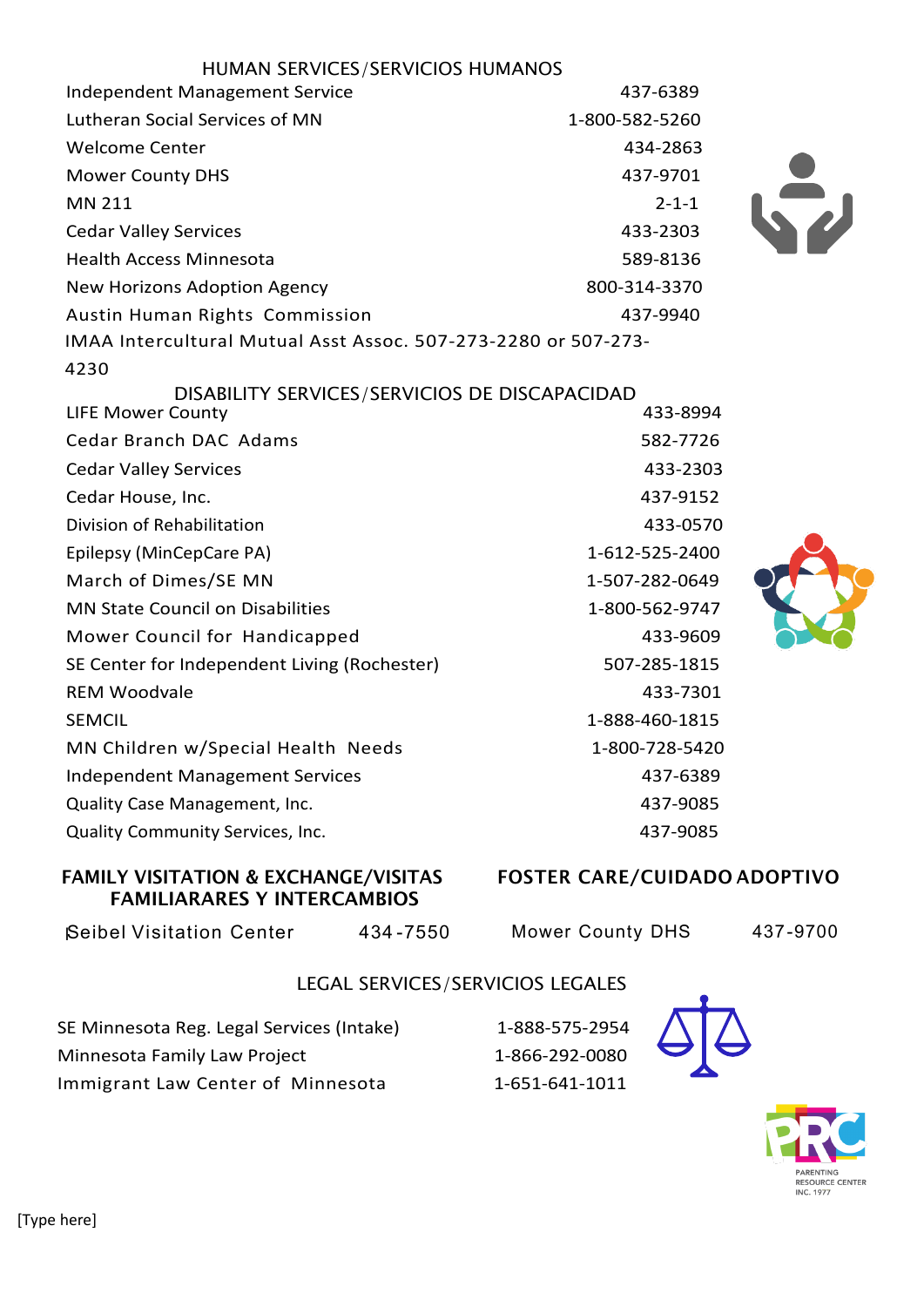## HUMAN SERVICES/SERVICIOS HUMANOS

| | |
|---|---|
| Independent Management Service | 437-6389 |
| Lutheran Social Services of MN | 1-800-582-5260 |
| Welcome Center | 434-2863 |
| Mower County DHS | 437-9701 |
| MN 211 | 2-1-1 |
| Cedar Valley Services | 433-2303 |
| Health Access Minnesota | 589-8136 |
| New Horizons Adoption Agency | 800-314-3370 |
| Austin Human Rights Commission | 437-9940 |

IMAA Intercultural Mutual Asst Assoc. 507-273-2280 or 507-273-4230

## DISABILITY SERVICES/SERVICIOS DE DISCAPACIDAD

| | |
|---|---|
| LIFE Mower County | 433-8994 |
| Cedar Branch DAC Adams | 582-7726 |
| Cedar Valley Services | 433-2303 |
| Cedar House, Inc. | 437-9152 |
| Division of Rehabilitation | 433-0570 |
| Epilepsy (MinCepCare PA) | 1-612-525-2400 |
| March of Dimes/SE MN | 1-507-282-0649 |
| MN State Council on Disabilities | 1-800-562-9747 |
| Mower Council for Handicapped | 433-9609 |
| SE Center for Independent Living (Rochester) | 507-285-1815 |
| REM Woodvale | 433-7301 |
| SEMCIL | 1-888-460-1815 |
| MN Children w/Special Health Needs | 1-800-728-5420 |
| Independent Management Services | 437-6389 |
| Quality Case Management, Inc. | 437-9085 |
| Quality Community Services, Inc. | 437-9085 |

## FAMILY VISITATION & EXCHANGE/VISITAS FAMILIARARES Y INTERCAMBIOS

Seibel Visitation Center 434-7550

## FOSTER CARE/CUIDADO ADOPTIVO

Mower County DHS 437-9700

## LEGAL SERVICES/SERVICIOS LEGALES

| | |
|---|---|
| SE Minnesota Reg. Legal Services (Intake) | 1-888-575-2954 |
| Minnesota Family Law Project | 1-866-292-0080 |
| Immigrant Law Center of Minnesota | 1-651-641-1011 |

PARENTING RESOURCE CENTER INC. 1977

[Type here]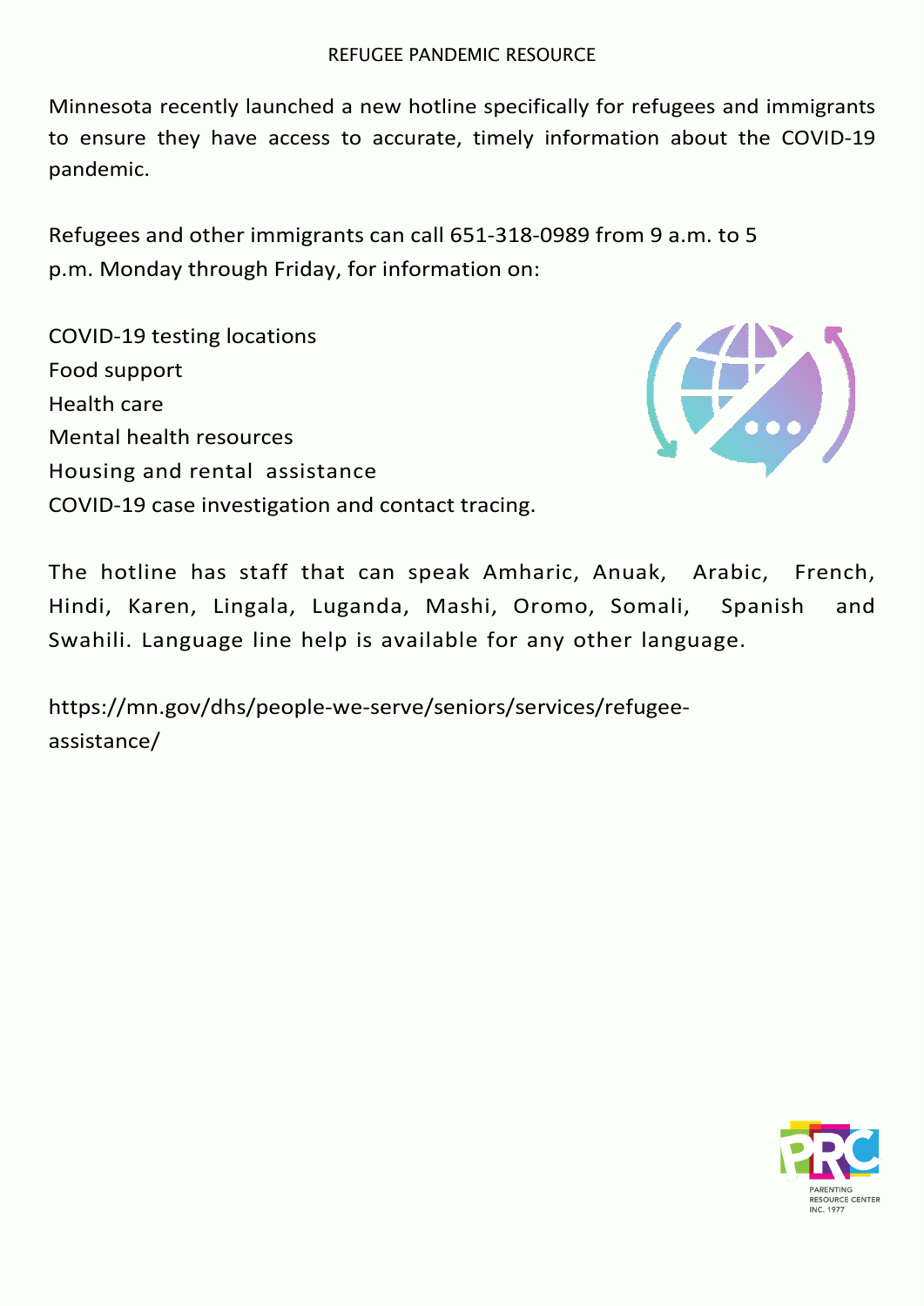# REFUGEE PANDEMIC RESOURCE

Minnesota recently launched a new hotline specifically for refugees and immigrants to ensure they have access to accurate, timely information about the COVID-19 pandemic.

Refugees and other immigrants can call 651-318-0989 from 9 a.m. to 5 p.m. Monday through Friday, for information on:

COVID-19 testing locations
Food support
Health care
Mental health resources
Housing and rental assistance
COVID-19 case investigation and contact tracing.

The hotline has staff that can speak Amharic, Anuak, Arabic, French, Hindi, Karen, Lingala, Luganda, Mashi, Oromo, Somali, Spanish and Swahili. Language line help is available for any other language.

https://mn.gov/dhs/people-we-serve/seniors/services/refugee-assistance/